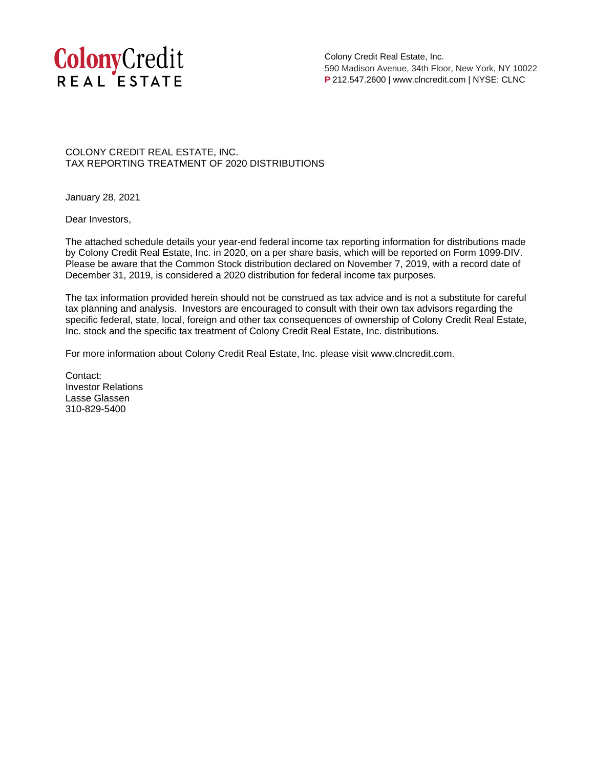**ColonyCredit**
**REAL ESTATE**

Colony Credit Real Estate, Inc.
590 Madison Avenue, 34th Floor, New York, NY 10022
**P** 212.547.2600 | www.clncredit.com | NYSE: CLNC

COLONY CREDIT REAL ESTATE, INC.
TAX REPORTING TREATMENT OF 2020 DISTRIBUTIONS

January 28, 2021

Dear Investors,

The attached schedule details your year-end federal income tax reporting information for distributions made by Colony Credit Real Estate, Inc. in 2020, on a per share basis, which will be reported on Form 1099-DIV. Please be aware that the Common Stock distribution declared on November 7, 2019, with a record date of December 31, 2019, is considered a 2020 distribution for federal income tax purposes.

The tax information provided herein should not be construed as tax advice and is not a substitute for careful tax planning and analysis. Investors are encouraged to consult with their own tax advisors regarding the specific federal, state, local, foreign and other tax consequences of ownership of Colony Credit Real Estate, Inc. stock and the specific tax treatment of Colony Credit Real Estate, Inc. distributions.

For more information about Colony Credit Real Estate, Inc. please visit www.clncredit.com.

Contact:
Investor Relations
Lasse Glassen
310-829-5400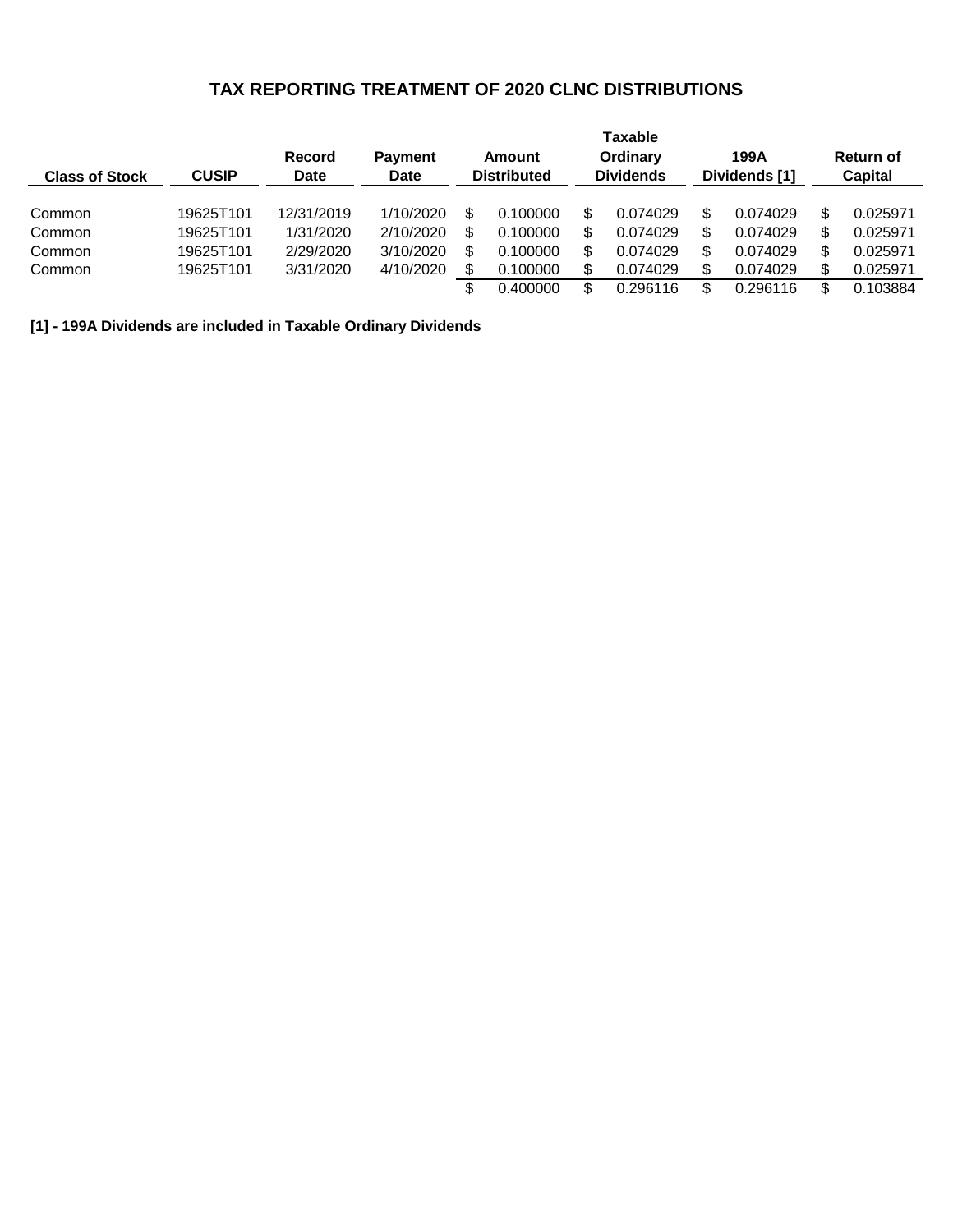## TAX REPORTING TREATMENT OF 2020 CLNC DISTRIBUTIONS

| Class of Stock | CUSIP | Record Date | Payment Date | Amount Distributed | Taxable Ordinary Dividends | 199A Dividends [1] | Return of Capital |
|---|---|---|---|---|---|---|---|
| Common | 19625T101 | 12/31/2019 | 1/10/2020 | $ 0.100000 | $ 0.074029 | $ 0.074029 | $ 0.025971 |
| Common | 19625T101 | 1/31/2020 | 2/10/2020 | $ 0.100000 | $ 0.074029 | $ 0.074029 | $ 0.025971 |
| Common | 19625T101 | 2/29/2020 | 3/10/2020 | $ 0.100000 | $ 0.074029 | $ 0.074029 | $ 0.025971 |
| Common | 19625T101 | 3/31/2020 | 4/10/2020 | $ 0.100000 | $ 0.074029 | $ 0.074029 | $ 0.025971 |
| | | | | $ 0.400000 | $ 0.296116 | $ 0.296116 | $ 0.103884 |

**[1] - 199A Dividends are included in Taxable Ordinary Dividends**